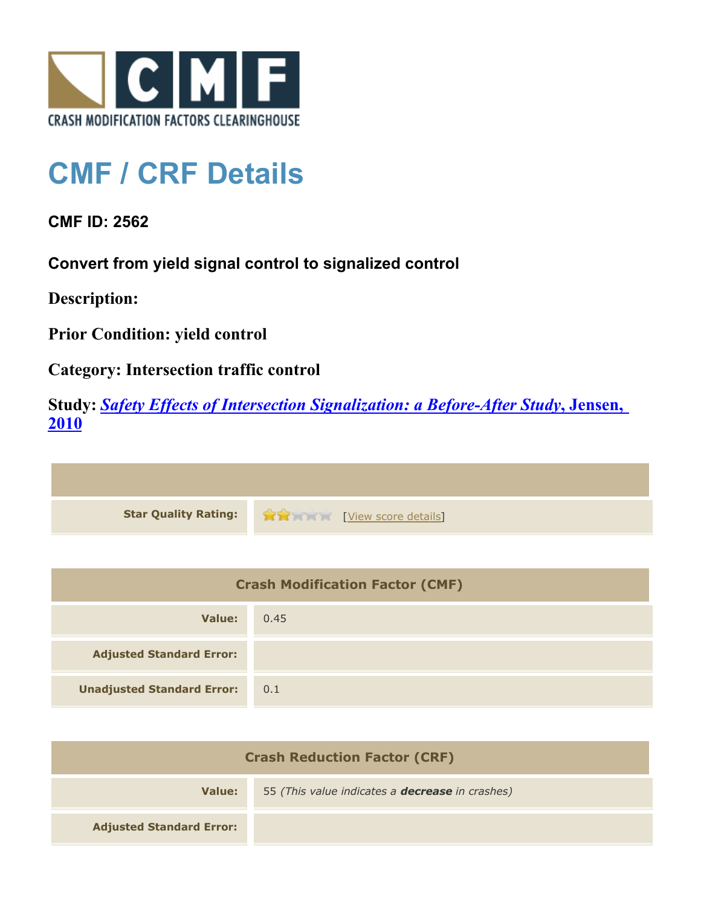# CMF / CRF Details

**CMF ID: 2562**

**Convert from yield signal control to signalized control**

**Description:**

**Prior Condition: yield control**

**Category: Intersection traffic control**

**Study: *Safety Effects of Intersection Signalization: a Before-After Study*, Jensen, 2010**

| | |
|---|---|
| **Star Quality Rating:** | 2 of 5 stars [View score details] |

| **Crash Modification Factor (CMF)** | |
|---|---|
| **Value:** | 0.45 |
| **Adjusted Standard Error:** | |
| **Unadjusted Standard Error:** | 0.1 |

| **Crash Reduction Factor (CRF)** | |
|---|---|
| **Value:** | 55 *(This value indicates a **decrease** in crashes)* |
| **Adjusted Standard Error:** | |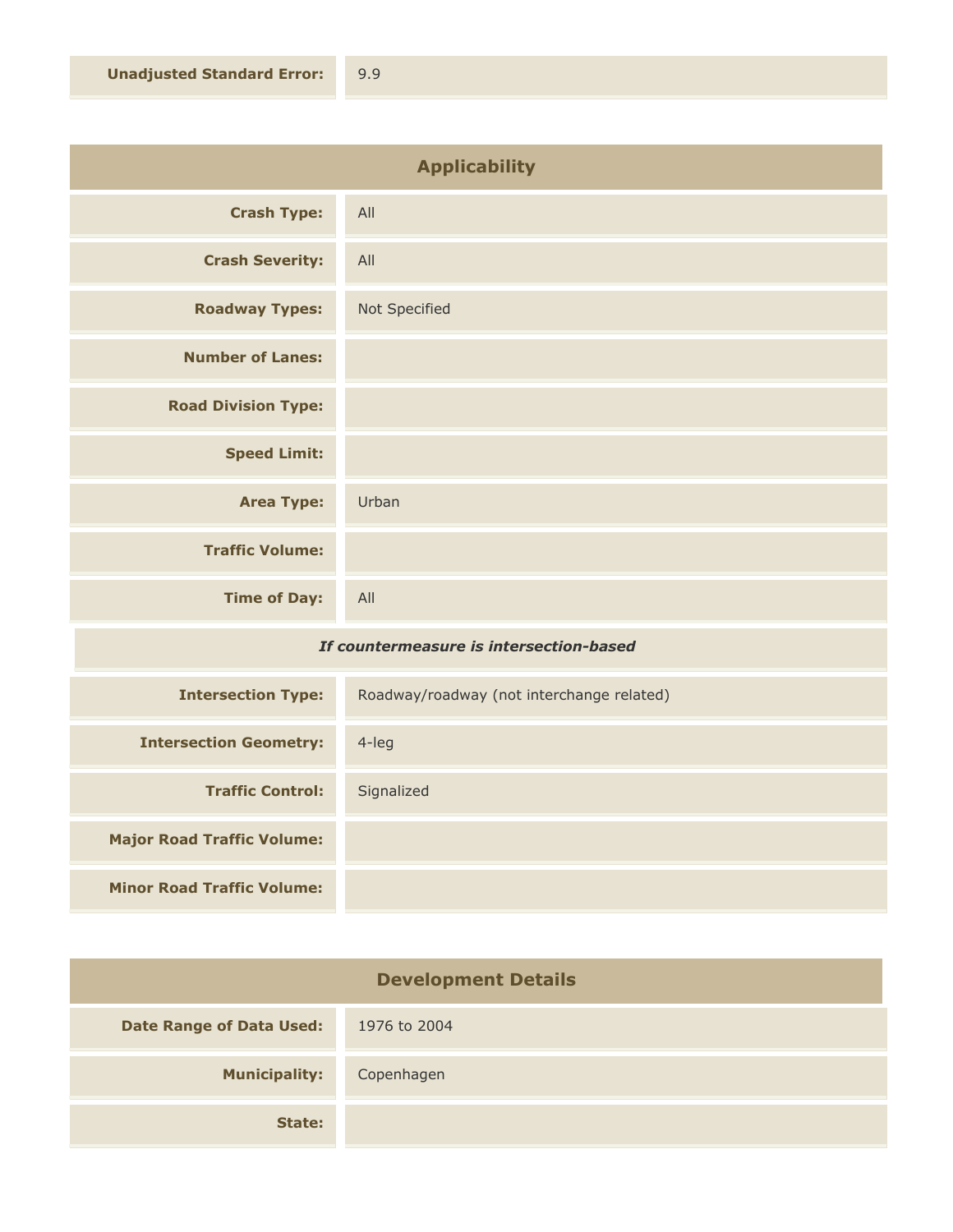| | |
|---|---|
| **Unadjusted Standard Error:** | 9.9 |

| Applicability | |
|---|---|
| **Crash Type:** | All |
| **Crash Severity:** | All |
| **Roadway Types:** | Not Specified |
| **Number of Lanes:** | |
| **Road Division Type:** | |
| **Speed Limit:** | |
| **Area Type:** | Urban |
| **Traffic Volume:** | |
| **Time of Day:** | All |
| ***If countermeasure is intersection-based*** | |
| **Intersection Type:** | Roadway/roadway (not interchange related) |
| **Intersection Geometry:** | 4-leg |
| **Traffic Control:** | Signalized |
| **Major Road Traffic Volume:** | |
| **Minor Road Traffic Volume:** | |

| Development Details | |
|---|---|
| **Date Range of Data Used:** | 1976 to 2004 |
| **Municipality:** | Copenhagen |
| **State:** | |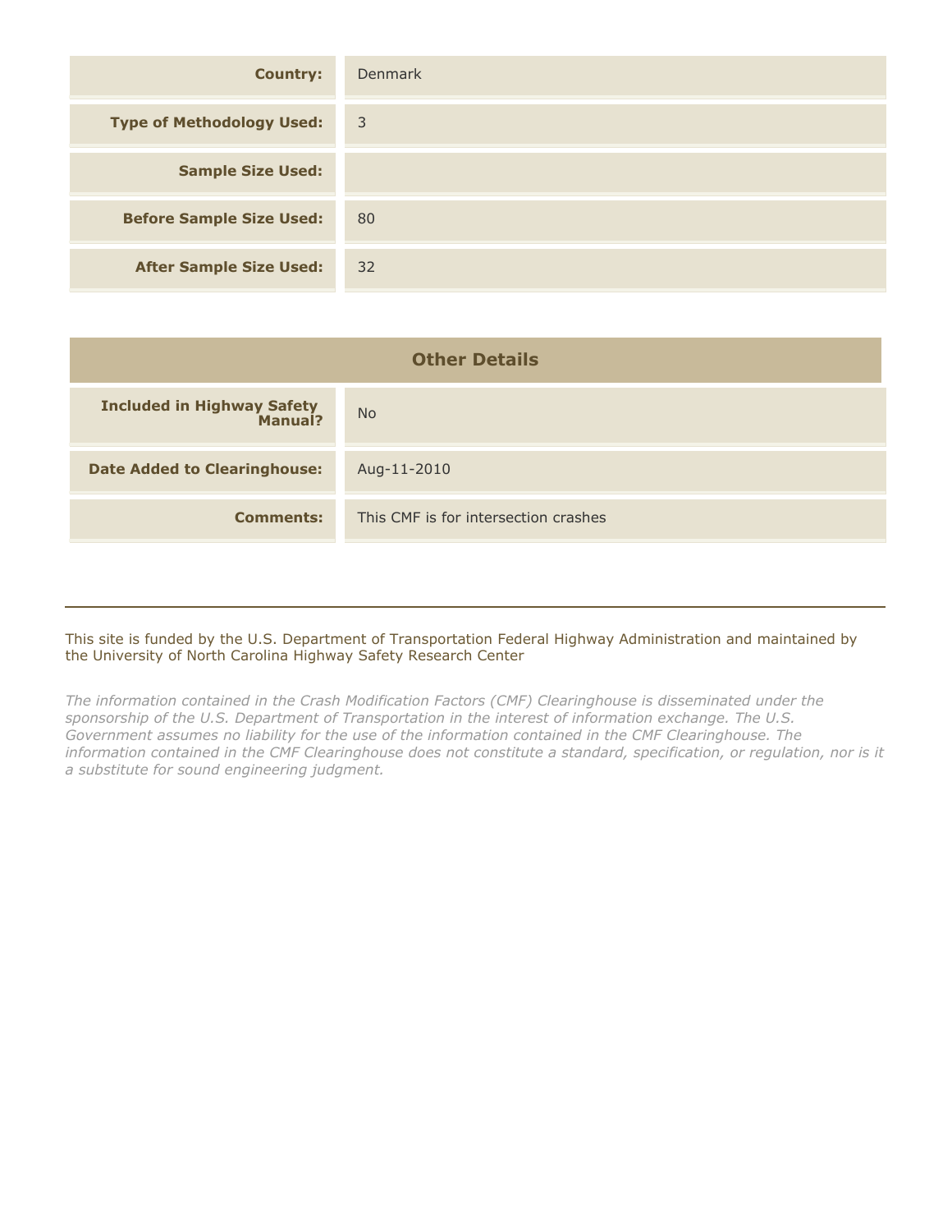| | |
|---|---|
| **Country:** | Denmark |
| **Type of Methodology Used:** | 3 |
| **Sample Size Used:** | |
| **Before Sample Size Used:** | 80 |
| **After Sample Size Used:** | 32 |

## Other Details

| | |
|---|---|
| **Included in Highway Safety Manual?** | No |
| **Date Added to Clearinghouse:** | Aug-11-2010 |
| **Comments:** | This CMF is for intersection crashes |

---

This site is funded by the U.S. Department of Transportation Federal Highway Administration and maintained by the University of North Carolina Highway Safety Research Center

*The information contained in the Crash Modification Factors (CMF) Clearinghouse is disseminated under the sponsorship of the U.S. Department of Transportation in the interest of information exchange. The U.S. Government assumes no liability for the use of the information contained in the CMF Clearinghouse. The information contained in the CMF Clearinghouse does not constitute a standard, specification, or regulation, nor is it a substitute for sound engineering judgment.*